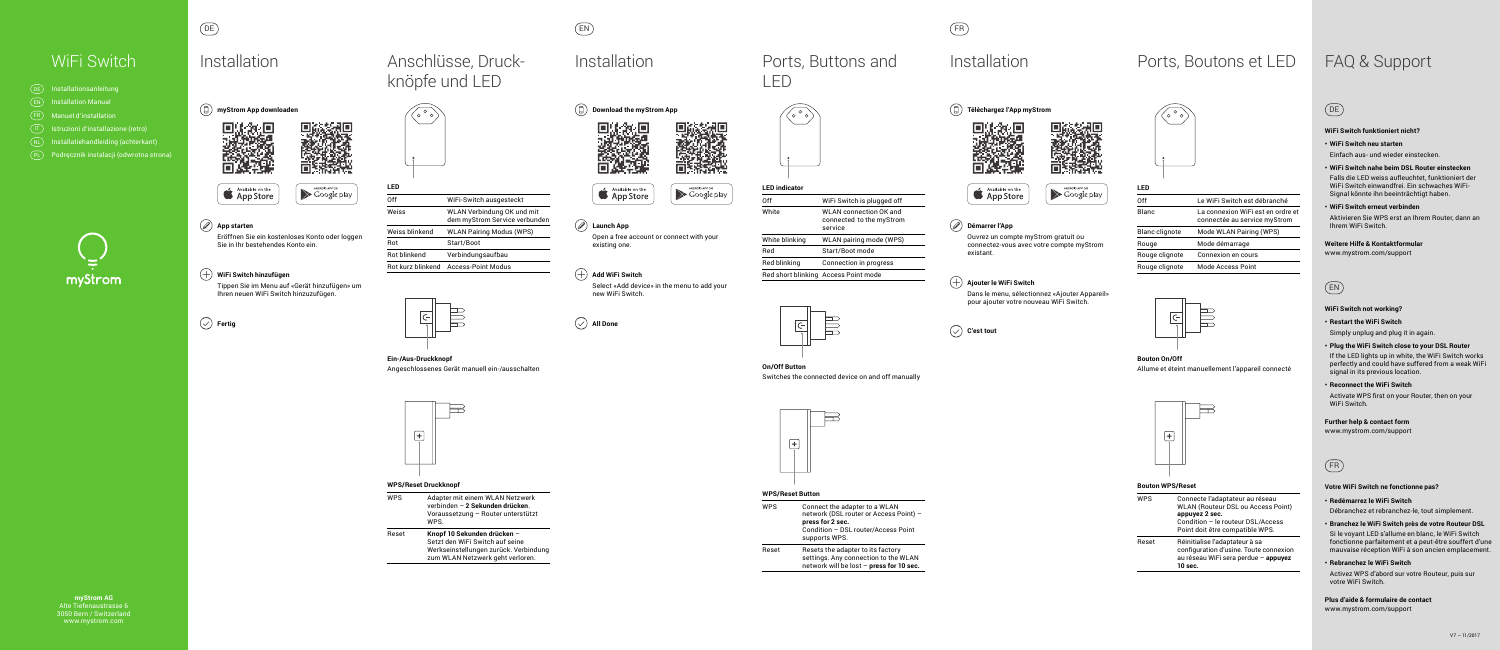# WiFi Switch

- DE Installationsanleitung
- EN Installation Manual
- FR Manuel d'installation
- IT Istruzioni d'installazione (retro)
- NL Installatiehandleiding (achterkant)
- PL Podręcznik instalacji (odwrotna strona)

myStrom

**myStrom AG**
Alte Tiefenaustrasse 6
3050 Bern / Switzerland
www.mystrom.com

DE

## Installation

### myStrom App downloaden

Available on the App Store

Google play

### App starten

Eröffnen Sie ein kostenloses Konto oder loggen Sie in Ihr bestehendes Konto ein.

### WiFi Switch hinzufügen

Tippen Sie im Menu auf «Gerät hinzufügen» um Ihren neuen WiFi Switch hinzuzufügen.

### Fertig

## Anschlüsse, Druckknöpfe und LED

| LED | |
|---|---|
| Off | WiFi-Switch ausgesteckt |
| Weiss | WLAN Verbindung OK und mit dem myStrom Service verbunden |
| Weiss blinkend | WLAN Pairing Modus (WPS) |
| Rot | Start/Boot |
| Rot blinkend | Verbindungsaufbau |
| Rot kurz blinkend | Access-Point Modus |

**Ein-/Aus-Druckknopf**
Angeschlossenes Gerät manuell ein-/ausschalten

**WPS/Reset Druckknopf**

| | |
|---|---|
| WPS | Adapter mit einem WLAN Netzwerk verbinden – **2 Sekunden drücken**. Voraussetzung – Router unterstützt WPS. |
| Reset | **Knopf 10 Sekunden drücken** – Setzt den WiFi Switch auf seine Werkseinstellungen zurück. Verbindung zum WLAN Netzwerk geht verloren. |

EN

## Installation

### Download the myStrom App

Available on the App Store

Google play

### Launch App

Open a free account or connect with your existing one.

### Add WiFi Switch

Select «Add device» in the menu to add your new WiFi Switch.

### All Done

## Ports, Buttons and LED

| LED indicator | |
|---|---|
| Off | WiFi Switch is plugged off |
| White | WLAN connection OK and connected to the myStrom service |
| White blinking | WLAN pairing mode (WPS) |
| Red | Start/Boot mode |
| Red blinking | Connection in progress |
| Red short blinking | Access Point mode |

**On/Off Button**
Switches the connected device on and off manually

**WPS/Reset Button**

| | |
|---|---|
| WPS | Connect the adapter to a WLAN network (DSL router or Access Point) – **press for 2 sec.** Condition – DSL router/Access Point supports WPS. |
| Reset | Resets the adapter to its factory settings. Any connection to the WLAN network will be lost – **press for 10 sec.** |

FR

## Installation

### Téléchargez l'App myStrom

Available on the App Store

Google play

### Démarrer l'App

Ouvrez un compte myStrom gratuit ou connectez-vous avec votre compte myStrom existant.

### Ajouter le WiFi Switch

Dans le menu, sélectionnez «Ajouter Appareil» pour ajouter votre nouveau WiFi Switch.

### C'est tout

## Ports, Boutons et LED

| LED | |
|---|---|
| Off | Le WiFi Switch est débranché |
| Blanc | La connexion WiFi est en ordre et connectée au service myStrom |
| Blanc clignote | Mode WLAN Pairing (WPS) |
| Rouge | Mode démarrage |
| Rouge clignote | Connexion en cours |
| Rouge clignote | Mode Access Point |

**Bouton On/Off**
Allume et éteint manuellement l'appareil connecté

**Bouton WPS/Reset**

| | |
|---|---|
| WPS | Connecte l'adaptateur au réseau WLAN (Routeur DSL ou Access Point) **appuyez 2 sec.** Condition – le routeur DSL/Access Point doit être compatible WPS. |
| Reset | Réinitialise l'adaptateur à sa configuration d'usine. Toute connexion au réseau WiFi sera perdue – **appuyez 10 sec.** |

## FAQ & Support

DE

**WiFi Switch funktioniert nicht?**

- **WiFi Switch neu starten**
  Einfach aus- und wieder einstecken.
- **WiFi Switch nahe beim DSL Router einstecken**
  Falls die LED weiss aufleuchtet, funktioniert der WiFi Switch einwandfrei. Ein schwaches WiFi-Signal könnte ihn beeinträchtigt haben.
- **WiFi Switch erneut verbinden**
  Aktivieren Sie WPS erst an Ihrem Router, dann an Ihrem WiFi Switch.

**Weitere Hilfe & Kontaktformular**
www.mystrom.com/support

EN

**WiFi Switch not working?**

- **Restart the WiFi Switch**
  Simply unplug and plug it in again.
- **Plug the WiFi Switch close to your DSL Router**
  If the LED lights up in white, the WiFi Switch works perfectly and could have suffered from a weak WiFi signal in its previous location.
- **Reconnect the WiFi Switch**
  Activate WPS first on your Router, then on your WiFi Switch.

**Further help & contact form**
www.mystrom.com/support

FR

**Votre WiFi Switch ne fonctionne pas?**

- **Redémarrez le WiFi Switch**
  Débranchez et rebranchez-le, tout simplement.
- **Branchez le WiFi Switch près de votre Routeur DSL**
  Si le voyant LED s'allume en blanc, le WiFi Switch fonctionne parfaitement et a peut-être souffert d'une mauvaise réception WiFi à son ancien emplacement.
- **Rebranchez le WiFi Switch**
  Activez WPS d'abord sur votre Routeur, puis sur votre WiFi Switch.

**Plus d'aide & formulaire de contact**
www.mystrom.com/support

V7 – 11/2017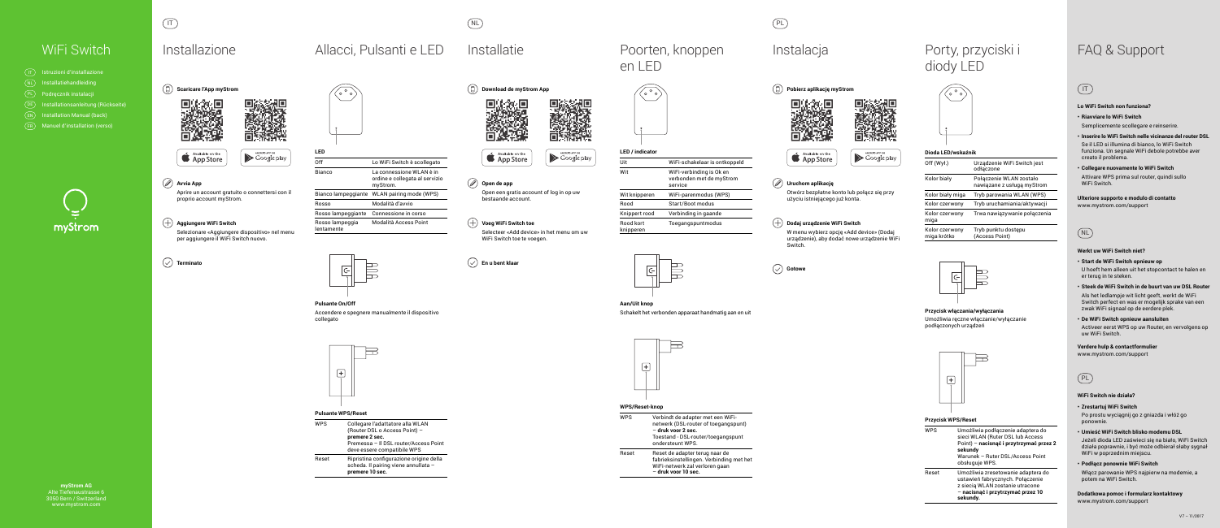# WiFi Switch

- IT Istruzioni d'installazione
- NL Installatiehandleiding
- PL Podręcznik instalacji
- DE Installationsanleitung (Rückseite)
- EN Installation Manual (back)
- FR Manuel d'installation (verso)

myStrom

**myStrom AG**
Alte Tiefenaustrasse 6
3050 Bern / Switzerland
www.mystrom.com

IT

## Installazione

**Scaricare l'App myStrom**

Available on the App Store

GET IT ON Google play

**Avvia App**

Aprire un account gratuito o connettersi con il proprio account myStrom.

**Aggiungere WiFi Switch**

Selezionare «Aggiungere dispositivo» nel menu per aggiungere il WiFi Switch nuovo.

**Terminato**

## Allacci, Pulsanti e LED

**LED**

| | |
|---|---|
| Off | Lo WiFi Switch è scollegato |
| Bianco | La connessione WLAN è in ordine e collegata al servizio myStrom. |
| Bianco lampeggiante | WLAN pairing mode (WPS) |
| Rosso | Modalità d'avvio |
| Rosso lampeggiante | Connessione in corso |
| Rosso lampeggia lentamente | Modalità Access Point |

**Pulsante On/Off**

Accendere e spegnere manualmente il dispositivo collegato

**Pulsante WPS/Reset**

| | |
|---|---|
| WPS | Collegare l'adattatore alla WLAN (Router DSL o Access Point) – **premere 2 sec.** Premessa – Il DSL router/Access Point deve essere compatibile WPS |
| Reset | Ripristina configurazione origine della scheda. Il pairing viene annullata – **premere 10 sec.** |

NL

## Installatie

**Download de myStrom App**

Available on the App Store

GET IT ON Google play

**Open de app**

Open een gratis account of log in op uw bestaande account.

**Voeg WiFi Switch toe**

Selecteer «Add device» in het menu om uw WiFi Switch toe te voegen.

**En u bent klaar**

## Poorten, knoppen en LED

**LED / indicator**

| | |
|---|---|
| Uit | WiFi-schakelaar is ontkoppeld |
| Wit | WiFi-verbinding is Ok en verbonden met de myStrom service |
| Wit knipperen | WiFi-parenmodus (WPS) |
| Rood | Start/Boot modus |
| Knippert rood | Verbinding in gaande |
| Rood kort knipperen | Toegangspuntmodus |

**Aan/Uit knop**

Schakelt het verbonden apparaat handmatig aan en uit

**WPS/Reset-knop**

| | |
|---|---|
| WPS | Verbindt de adapter met een WiFi-netwerk (DSL-router of toegangspunt) – **druk voor 2 sec.** Toestand - DSL-router/toegangspunt ondersteunt WPS. |
| Reset | Reset de adapter terug naar de fabrieksinstellingen. Verbinding met het WiFi-netwerk zal verloren gaan – **druk voor 10 sec.** |

PL

## Instalacja

**Pobierz aplikację myStrom**

Available on the App Store

GET IT ON Google play

**Uruchom aplikację**

Otwórz bezpłatne konto lub połącz się przy użyciu istniejącego już konta.

**Dodaj urządzenie WiFi Switch**

W menu wybierz opcję «Add device» (Dodaj urządzenie), aby dodać nowe urządzenie WiFi Switch.

**Gotowe**

## Porty, przyciski i diody LED

**Dioda LED/wskaźnik**

| | |
|---|---|
| Off (Wył.) | Urządzenie WiFi Switch jest odłączone |
| Kolor biały | Połączenie WLAN zostało nawiązane z usługą myStrom |
| Kolor biały miga | Tryb parowania WLAN (WPS) |
| Kolor czerwony | Tryb uruchamiania/aktywacji |
| Kolor czerwony miga | Trwa nawiązywanie połączenia |
| Kolor czerwony miga krótko | Tryb punktu dostępu (Access Point) |

**Przycisk włączania/wyłączania**

Umożliwia ręczne włączanie/wyłączanie podłączonych urządzeń

**Przycisk WPS/Reset**

| | |
|---|---|
| WPS | Umożliwia podłączenie adaptera do sieci WLAN (Ruter DSL lub Access Point) – **nacisnąć i przytrzymać przez 2 sekundy** Warunek – Ruter DSL/Access Point obsługuje WPS. |
| Reset | Umożliwia zresetowanie adaptera do ustawień fabrycznych. Połączenie z siecią WLAN zostanie utracone – **nacisnąć i przytrzymać przez 10 sekundy.** |

## FAQ & Support

IT

**Lo WiFi Switch non funziona?**

- **Riavviare lo WiFi Switch**
  Semplicemente scollegare e reinserire.
- **Inserire lo WiFi Switch nelle vicinanze del router DSL**
  Se il LED si illumina di bianco, lo WiFi Switch funziona. Un segnale WiFi debole potrebbe aver creato il problema.
- **Collegare nuovamente lo WiFi Switch**
  Attivare WPS prima sul router, quindi sullo WiFi Switch.

**Ulteriore supporto e modulo di contatto**
www.mystrom.com/support

NL

**Werkt uw WiFi Switch niet?**

- **Start de WiFi Switch opnieuw op**
  U hoeft hem alleen uit het stopcontact te halen en er terug in te steken.
- **Steek de WiFi Switch in de buurt van uw DSL Router**
  Als het ledlampje wit licht geeft, werkt de WiFi Switch perfect en was er mogelijk sprake van een zwak WiFi signaal op de eerdere plek.
- **De WiFi Switch opnieuw aansluiten**
  Activeer eerst WPS op uw Router, en vervolgens op uw WiFi Switch.

**Verdere hulp & contactformulier**
www.mystrom.com/support

PL

**WiFi Switch nie działa?**

- **Zrestartuj WiFi Switch**
  Po prostu wyciągnij go z gniazda i włóż go ponownie.
- **Umieść WiFi Switch blisko modemu DSL**
  Jeżeli dioda LED zaświeci się na biało, WiFi Switch działa poprawnie, i być może odbierał słaby sygnał WiFi w poprzednim miejscu.
- **Podłącz ponownie WiFi Switch**
  Włącz parowanie WPS najpierw na modemie, a potem na WiFi Switch.

**Dodatkowa pomoc i formularz kontaktowy**
www.mystrom.com/support

V7 – 11/2017